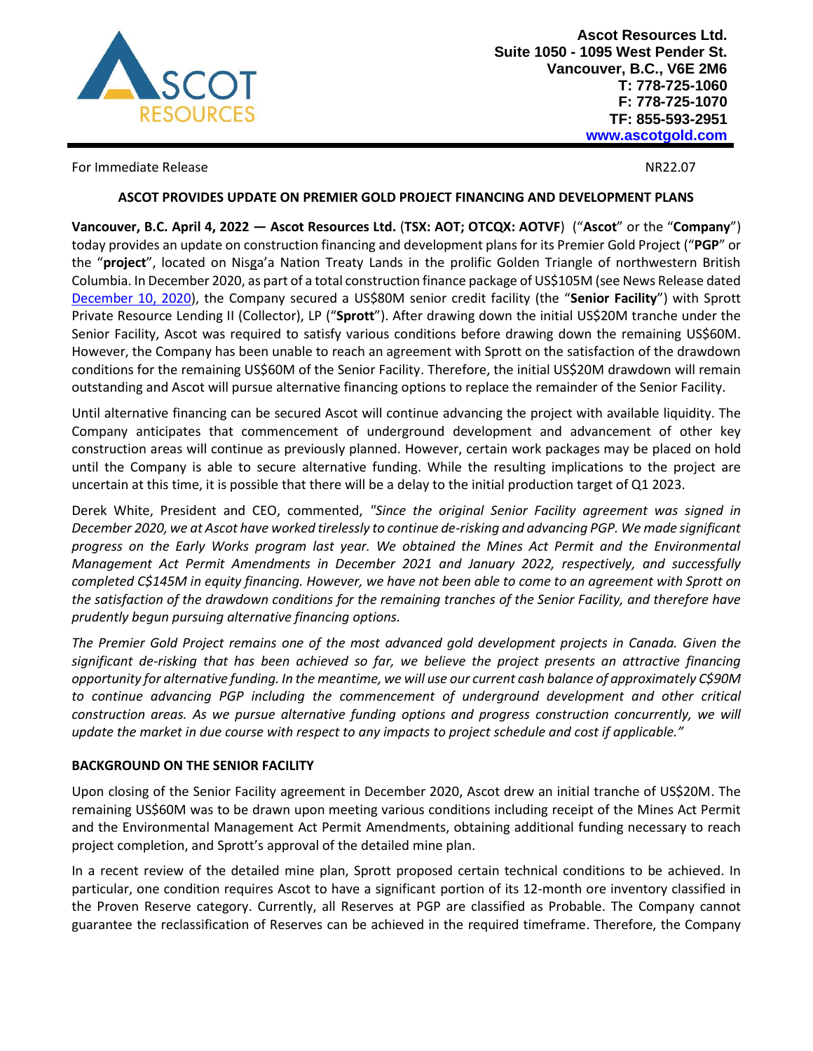Ascot Resources Ltd.
Suite 1050 - 1095 West Pender St.
Vancouver, B.C., V6E 2M6
T: 778-725-1060
F: 778-725-1070
TF: 855-593-2951
www.ascotgold.com

For Immediate Release NR22.07

**ASCOT PROVIDES UPDATE ON PREMIER GOLD PROJECT FINANCING AND DEVELOPMENT PLANS**

**Vancouver, B.C. April 4, 2022 — Ascot Resources Ltd.** (**TSX: AOT; OTCQX: AOTVF**) ("**Ascot**" or the "**Company**") today provides an update on construction financing and development plans for its Premier Gold Project ("**PGP**" or the "**project**", located on Nisga'a Nation Treaty Lands in the prolific Golden Triangle of northwestern British Columbia. In December 2020, as part of a total construction finance package of US$105M (see News Release dated December 10, 2020), the Company secured a US$80M senior credit facility (the "**Senior Facility**") with Sprott Private Resource Lending II (Collector), LP ("**Sprott**"). After drawing down the initial US$20M tranche under the Senior Facility, Ascot was required to satisfy various conditions before drawing down the remaining US$60M. However, the Company has been unable to reach an agreement with Sprott on the satisfaction of the drawdown conditions for the remaining US$60M of the Senior Facility. Therefore, the initial US$20M drawdown will remain outstanding and Ascot will pursue alternative financing options to replace the remainder of the Senior Facility.

Until alternative financing can be secured Ascot will continue advancing the project with available liquidity. The Company anticipates that commencement of underground development and advancement of other key construction areas will continue as previously planned. However, certain work packages may be placed on hold until the Company is able to secure alternative funding. While the resulting implications to the project are uncertain at this time, it is possible that there will be a delay to the initial production target of Q1 2023.

Derek White, President and CEO, commented, *"Since the original Senior Facility agreement was signed in December 2020, we at Ascot have worked tirelessly to continue de-risking and advancing PGP. We made significant progress on the Early Works program last year. We obtained the Mines Act Permit and the Environmental Management Act Permit Amendments in December 2021 and January 2022, respectively, and successfully completed C$145M in equity financing. However, we have not been able to come to an agreement with Sprott on the satisfaction of the drawdown conditions for the remaining tranches of the Senior Facility, and therefore have prudently begun pursuing alternative financing options.*

*The Premier Gold Project remains one of the most advanced gold development projects in Canada. Given the significant de-risking that has been achieved so far, we believe the project presents an attractive financing opportunity for alternative funding. In the meantime, we will use our current cash balance of approximately C$90M to continue advancing PGP including the commencement of underground development and other critical construction areas. As we pursue alternative funding options and progress construction concurrently, we will update the market in due course with respect to any impacts to project schedule and cost if applicable."*

**BACKGROUND ON THE SENIOR FACILITY**

Upon closing of the Senior Facility agreement in December 2020, Ascot drew an initial tranche of US$20M. The remaining US$60M was to be drawn upon meeting various conditions including receipt of the Mines Act Permit and the Environmental Management Act Permit Amendments, obtaining additional funding necessary to reach project completion, and Sprott's approval of the detailed mine plan.

In a recent review of the detailed mine plan, Sprott proposed certain technical conditions to be achieved. In particular, one condition requires Ascot to have a significant portion of its 12-month ore inventory classified in the Proven Reserve category. Currently, all Reserves at PGP are classified as Probable. The Company cannot guarantee the reclassification of Reserves can be achieved in the required timeframe. Therefore, the Company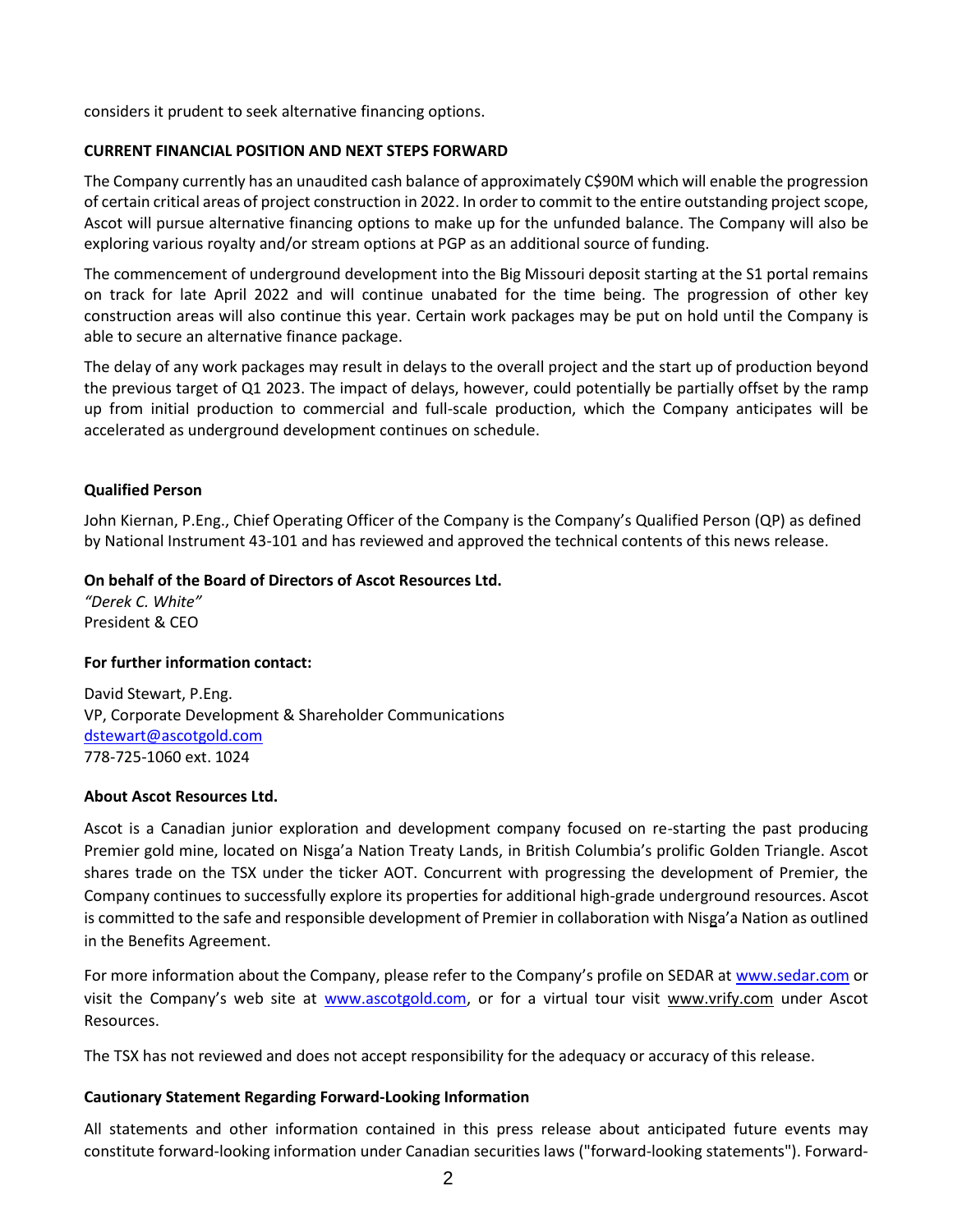considers it prudent to seek alternative financing options.

**CURRENT FINANCIAL POSITION AND NEXT STEPS FORWARD**

The Company currently has an unaudited cash balance of approximately C$90M which will enable the progression of certain critical areas of project construction in 2022. In order to commit to the entire outstanding project scope, Ascot will pursue alternative financing options to make up for the unfunded balance. The Company will also be exploring various royalty and/or stream options at PGP as an additional source of funding.

The commencement of underground development into the Big Missouri deposit starting at the S1 portal remains on track for late April 2022 and will continue unabated for the time being. The progression of other key construction areas will also continue this year. Certain work packages may be put on hold until the Company is able to secure an alternative finance package.

The delay of any work packages may result in delays to the overall project and the start up of production beyond the previous target of Q1 2023. The impact of delays, however, could potentially be partially offset by the ramp up from initial production to commercial and full-scale production, which the Company anticipates will be accelerated as underground development continues on schedule.

**Qualified Person**

John Kiernan, P.Eng., Chief Operating Officer of the Company is the Company's Qualified Person (QP) as defined by National Instrument 43-101 and has reviewed and approved the technical contents of this news release.

**On behalf of the Board of Directors of Ascot Resources Ltd.**
*"Derek C. White"*
President & CEO

**For further information contact:**

David Stewart, P.Eng.
VP, Corporate Development & Shareholder Communications
dstewart@ascotgold.com
778-725-1060 ext. 1024

**About Ascot Resources Ltd.**

Ascot is a Canadian junior exploration and development company focused on re-starting the past producing Premier gold mine, located on Nisga'a Nation Treaty Lands, in British Columbia's prolific Golden Triangle. Ascot shares trade on the TSX under the ticker AOT. Concurrent with progressing the development of Premier, the Company continues to successfully explore its properties for additional high-grade underground resources. Ascot is committed to the safe and responsible development of Premier in collaboration with Nisga'a Nation as outlined in the Benefits Agreement.

For more information about the Company, please refer to the Company's profile on SEDAR at www.sedar.com or visit the Company's web site at www.ascotgold.com, or for a virtual tour visit www.vrify.com under Ascot Resources.

The TSX has not reviewed and does not accept responsibility for the adequacy or accuracy of this release.

**Cautionary Statement Regarding Forward-Looking Information**

All statements and other information contained in this press release about anticipated future events may constitute forward-looking information under Canadian securities laws ("forward-looking statements"). Forward-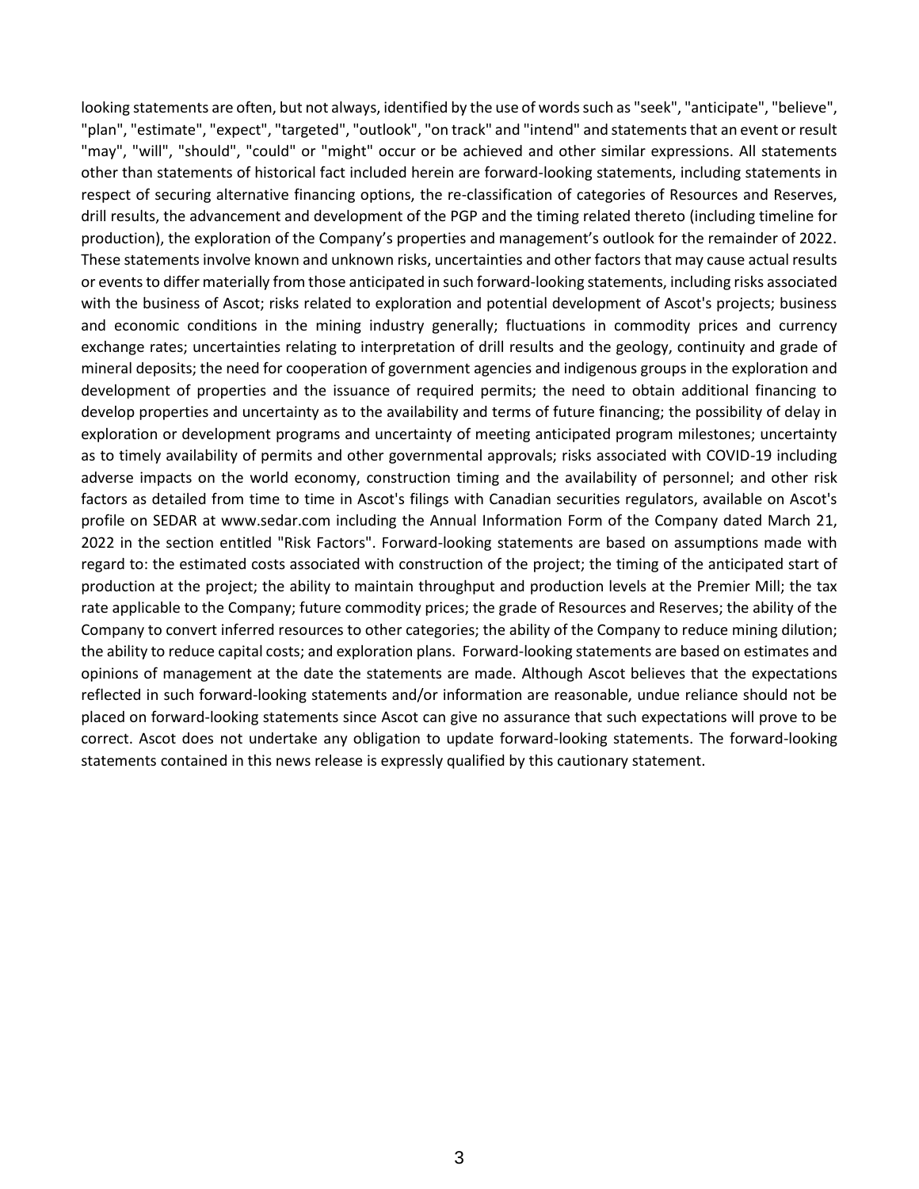looking statements are often, but not always, identified by the use of words such as "seek", "anticipate", "believe", "plan", "estimate", "expect", "targeted", "outlook", "on track" and "intend" and statements that an event or result "may", "will", "should", "could" or "might" occur or be achieved and other similar expressions. All statements other than statements of historical fact included herein are forward-looking statements, including statements in respect of securing alternative financing options, the re-classification of categories of Resources and Reserves, drill results, the advancement and development of the PGP and the timing related thereto (including timeline for production), the exploration of the Company's properties and management's outlook for the remainder of 2022. These statements involve known and unknown risks, uncertainties and other factors that may cause actual results or events to differ materially from those anticipated in such forward-looking statements, including risks associated with the business of Ascot; risks related to exploration and potential development of Ascot's projects; business and economic conditions in the mining industry generally; fluctuations in commodity prices and currency exchange rates; uncertainties relating to interpretation of drill results and the geology, continuity and grade of mineral deposits; the need for cooperation of government agencies and indigenous groups in the exploration and development of properties and the issuance of required permits; the need to obtain additional financing to develop properties and uncertainty as to the availability and terms of future financing; the possibility of delay in exploration or development programs and uncertainty of meeting anticipated program milestones; uncertainty as to timely availability of permits and other governmental approvals; risks associated with COVID-19 including adverse impacts on the world economy, construction timing and the availability of personnel; and other risk factors as detailed from time to time in Ascot's filings with Canadian securities regulators, available on Ascot's profile on SEDAR at www.sedar.com including the Annual Information Form of the Company dated March 21, 2022 in the section entitled "Risk Factors". Forward-looking statements are based on assumptions made with regard to: the estimated costs associated with construction of the project; the timing of the anticipated start of production at the project; the ability to maintain throughput and production levels at the Premier Mill; the tax rate applicable to the Company; future commodity prices; the grade of Resources and Reserves; the ability of the Company to convert inferred resources to other categories; the ability of the Company to reduce mining dilution; the ability to reduce capital costs; and exploration plans. Forward-looking statements are based on estimates and opinions of management at the date the statements are made. Although Ascot believes that the expectations reflected in such forward-looking statements and/or information are reasonable, undue reliance should not be placed on forward-looking statements since Ascot can give no assurance that such expectations will prove to be correct. Ascot does not undertake any obligation to update forward-looking statements. The forward-looking statements contained in this news release is expressly qualified by this cautionary statement.